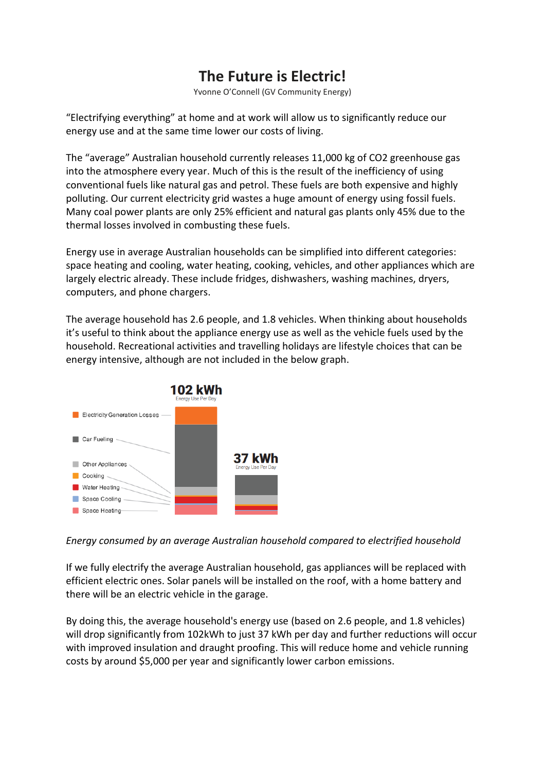# The Future is Electric!

Yvonne O'Connell (GV Community Energy)

"Electrifying everything" at home and at work will allow us to significantly reduce our energy use and at the same time lower our costs of living.

The "average" Australian household currently releases 11,000 kg of $CO_2$ greenhouse gas into the atmosphere every year. Much of this is the result of the inefficiency of using conventional fuels like natural gas and petrol. These fuels are both expensive and highly polluting. Our current electricity grid wastes a huge amount of energy using fossil fuels. Many coal power plants are only 25% efficient and natural gas plants only 45% due to the thermal losses involved in combusting these fuels.

Energy use in average Australian households can be simplified into different categories: space heating and cooling, water heating, cooking, vehicles, and other appliances which are largely electric already. These include fridges, dishwashers, washing machines, dryers, computers, and phone chargers.

The average household has 2.6 people, and 1.8 vehicles. When thinking about households it's useful to think about the appliance energy use as well as the vehicle fuels used by the household. Recreational activities and travelling holidays are lifestyle choices that can be energy intensive, although are not included in the below graph.

102 kWh
Energy Use Per Day

37 kWh
Energy Use Per Day

- Electricity Generation Losses
- Car Fueling
- Other Appliances
- Cooking
- Water Heating
- Space Cooling
- Space Heating

*Energy consumed by an average Australian household compared to electrified household*

If we fully electrify the average Australian household, gas appliances will be replaced with efficient electric ones. Solar panels will be installed on the roof, with a home battery and there will be an electric vehicle in the garage.

By doing this, the average household's energy use (based on 2.6 people, and 1.8 vehicles) will drop significantly from 102kWh to just 37 kWh per day and further reductions will occur with improved insulation and draught proofing. This will reduce home and vehicle running costs by around $5,000 per year and significantly lower carbon emissions.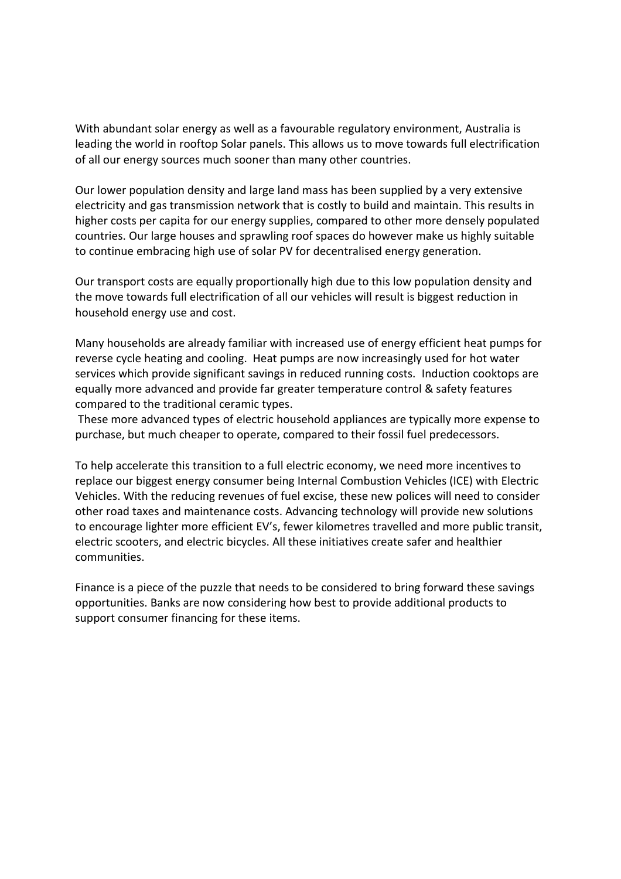With abundant solar energy as well as a favourable regulatory environment, Australia is leading the world in rooftop Solar panels. This allows us to move towards full electrification of all our energy sources much sooner than many other countries.

Our lower population density and large land mass has been supplied by a very extensive electricity and gas transmission network that is costly to build and maintain. This results in higher costs per capita for our energy supplies, compared to other more densely populated countries. Our large houses and sprawling roof spaces do however make us highly suitable to continue embracing high use of solar PV for decentralised energy generation.

Our transport costs are equally proportionally high due to this low population density and the move towards full electrification of all our vehicles will result is biggest reduction in household energy use and cost.

Many households are already familiar with increased use of energy efficient heat pumps for reverse cycle heating and cooling. Heat pumps are now increasingly used for hot water services which provide significant savings in reduced running costs. Induction cooktops are equally more advanced and provide far greater temperature control & safety features compared to the traditional ceramic types.

These more advanced types of electric household appliances are typically more expense to purchase, but much cheaper to operate, compared to their fossil fuel predecessors.

To help accelerate this transition to a full electric economy, we need more incentives to replace our biggest energy consumer being Internal Combustion Vehicles (ICE) with Electric Vehicles. With the reducing revenues of fuel excise, these new polices will need to consider other road taxes and maintenance costs. Advancing technology will provide new solutions to encourage lighter more efficient EV's, fewer kilometres travelled and more public transit, electric scooters, and electric bicycles. All these initiatives create safer and healthier communities.

Finance is a piece of the puzzle that needs to be considered to bring forward these savings opportunities. Banks are now considering how best to provide additional products to support consumer financing for these items.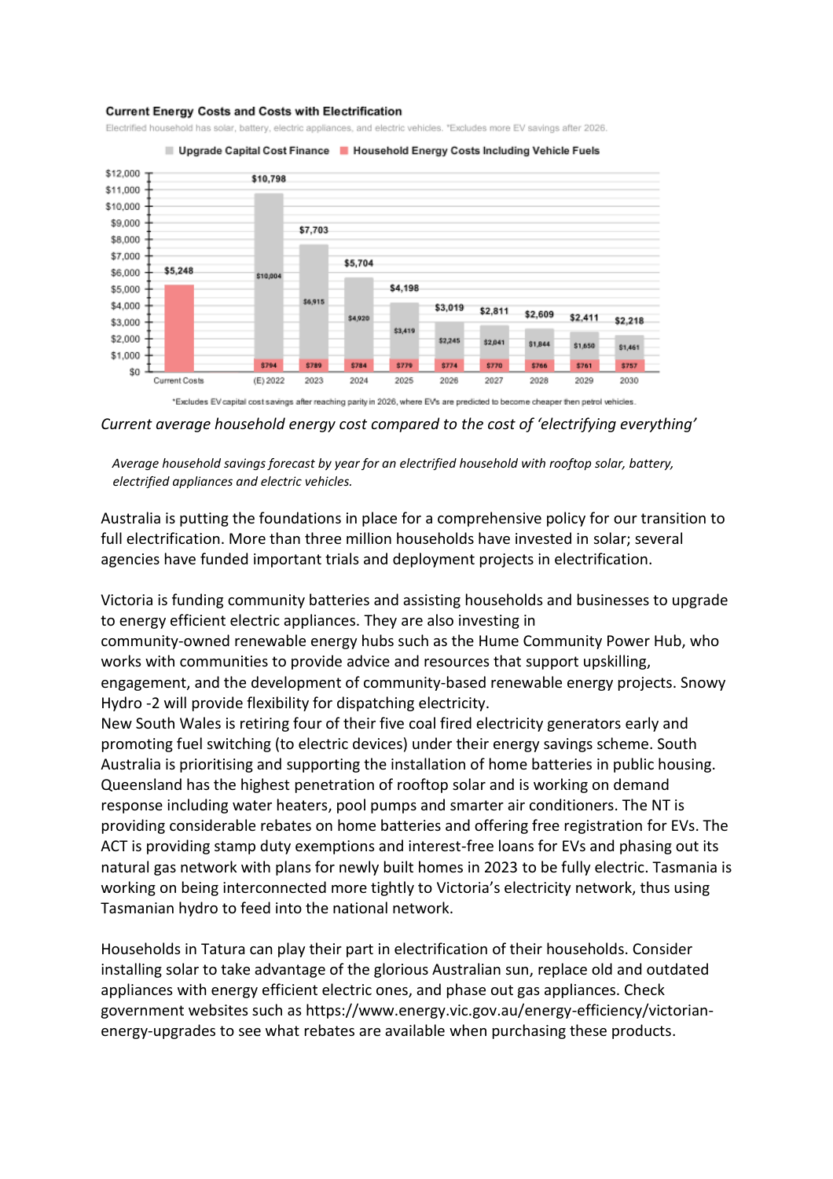**Current Energy Costs and Costs with Electrification**

Electrified household has solar, battery, electric appliances, and electric vehicles. *Excludes more EV savings after 2026.

| Year | Upgrade Capital Cost Finance | Household Energy Costs Including Vehicle Fuels | Total |
|---|---|---|---|
| Current Costs | | $5,248 | $5,248 |
| (E) 2022 | $10,004 | $794 | $10,798 |
| 2023 | $6,915 | $789 | $7,703 |
| 2024 | $4,920 | $784 | $5,704 |
| 2025 | $3,419 | $779 | $4,198 |
| 2026 | $2,245 | $774 | $3,019 |
| 2027 | $2,041 | $770 | $2,811 |
| 2028 | $1,844 | $766 | $2,609 |
| 2029 | $1,650 | $761 | $2,411 |
| 2030 | $1,461 | $757 | $2,218 |

*Excludes EV capital cost savings after reaching parity in 2026, where EVs are predicted to become cheaper then petrol vehicles.

*Current average household energy cost compared to the cost of 'electrifying everything'*

*Average household savings forecast by year for an electrified household with rooftop solar, battery, electrified appliances and electric vehicles.*

Australia is putting the foundations in place for a comprehensive policy for our transition to full electrification. More than three million households have invested in solar; several agencies have funded important trials and deployment projects in electrification.

Victoria is funding community batteries and assisting households and businesses to upgrade to energy efficient electric appliances. They are also investing in community-owned renewable energy hubs such as the Hume Community Power Hub, who works with communities to provide advice and resources that support upskilling, engagement, and the development of community-based renewable energy projects. Snowy Hydro -2 will provide flexibility for dispatching electricity.
New South Wales is retiring four of their five coal fired electricity generators early and promoting fuel switching (to electric devices) under their energy savings scheme. South Australia is prioritising and supporting the installation of home batteries in public housing. Queensland has the highest penetration of rooftop solar and is working on demand response including water heaters, pool pumps and smarter air conditioners. The NT is providing considerable rebates on home batteries and offering free registration for EVs. The ACT is providing stamp duty exemptions and interest-free loans for EVs and phasing out its natural gas network with plans for newly built homes in 2023 to be fully electric. Tasmania is working on being interconnected more tightly to Victoria's electricity network, thus using Tasmanian hydro to feed into the national network.

Households in Tatura can play their part in electrification of their households. Consider installing solar to take advantage of the glorious Australian sun, replace old and outdated appliances with energy efficient electric ones, and phase out gas appliances. Check government websites such as https://www.energy.vic.gov.au/energy-efficiency/victorian-energy-upgrades to see what rebates are available when purchasing these products.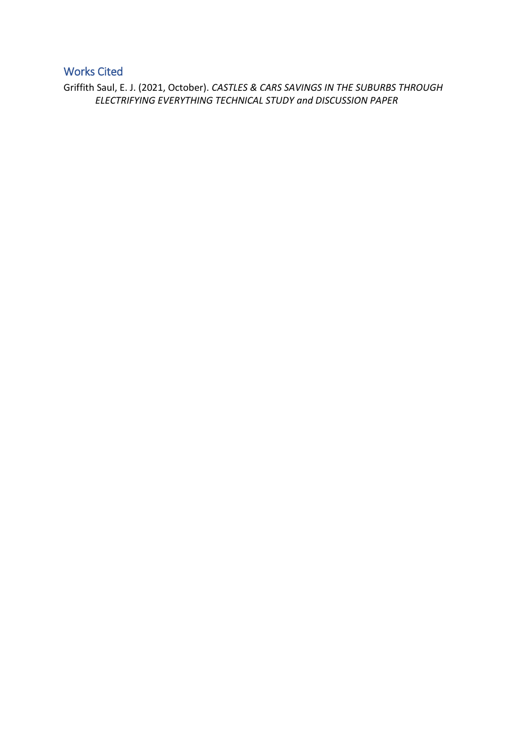## Works Cited

Griffith Saul, E. J. (2021, October). *CASTLES & CARS SAVINGS IN THE SUBURBS THROUGH ELECTRIFYING EVERYTHING TECHNICAL STUDY and DISCUSSION PAPER*